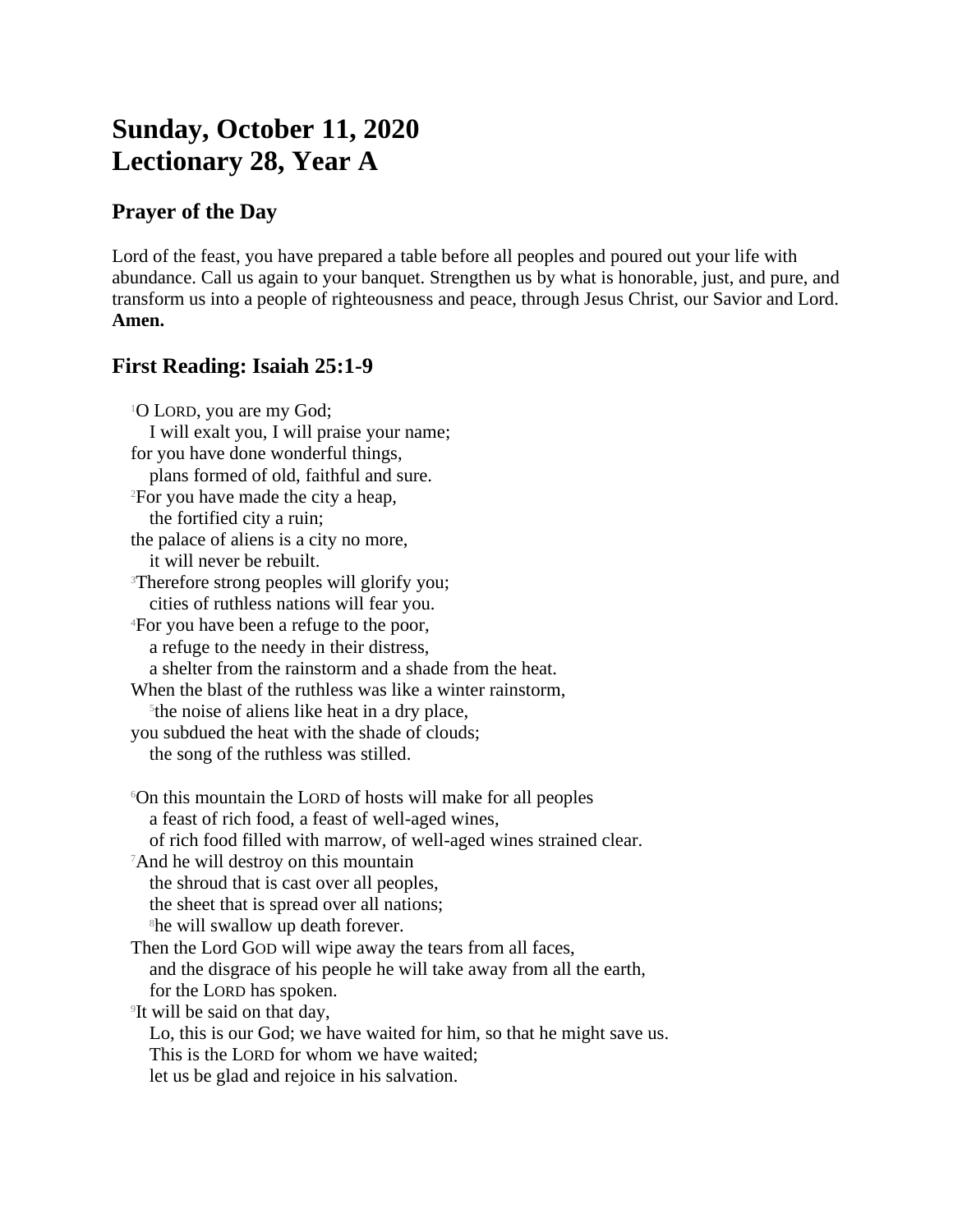# Sunday, October 11, 2020
# Lectionary 28, Year A

## Prayer of the Day

Lord of the feast, you have prepared a table before all peoples and poured out your life with abundance. Call us again to your banquet. Strengthen us by what is honorable, just, and pure, and transform us into a people of righteousness and peace, through Jesus Christ, our Savior and Lord. **Amen.**

## First Reading: Isaiah 25:1-9

[1]O LORD, you are my God;
  I will exalt you, I will praise your name;
for you have done wonderful things,
  plans formed of old, faithful and sure.
[2]For you have made the city a heap,
  the fortified city a ruin;
the palace of aliens is a city no more,
  it will never be rebuilt.
[3]Therefore strong peoples will glorify you;
  cities of ruthless nations will fear you.
[4]For you have been a refuge to the poor,
  a refuge to the needy in their distress,
  a shelter from the rainstorm and a shade from the heat.
When the blast of the ruthless was like a winter rainstorm,
  [5]the noise of aliens like heat in a dry place,
you subdued the heat with the shade of clouds;
  the song of the ruthless was stilled.

[6]On this mountain the LORD of hosts will make for all peoples
  a feast of rich food, a feast of well-aged wines,
  of rich food filled with marrow, of well-aged wines strained clear.
[7]And he will destroy on this mountain
  the shroud that is cast over all peoples,
  the sheet that is spread over all nations;
  [8]he will swallow up death forever.
Then the Lord GOD will wipe away the tears from all faces,
  and the disgrace of his people he will take away from all the earth,
  for the LORD has spoken.
[9]It will be said on that day,
  Lo, this is our God; we have waited for him, so that he might save us.
  This is the LORD for whom we have waited;
  let us be glad and rejoice in his salvation.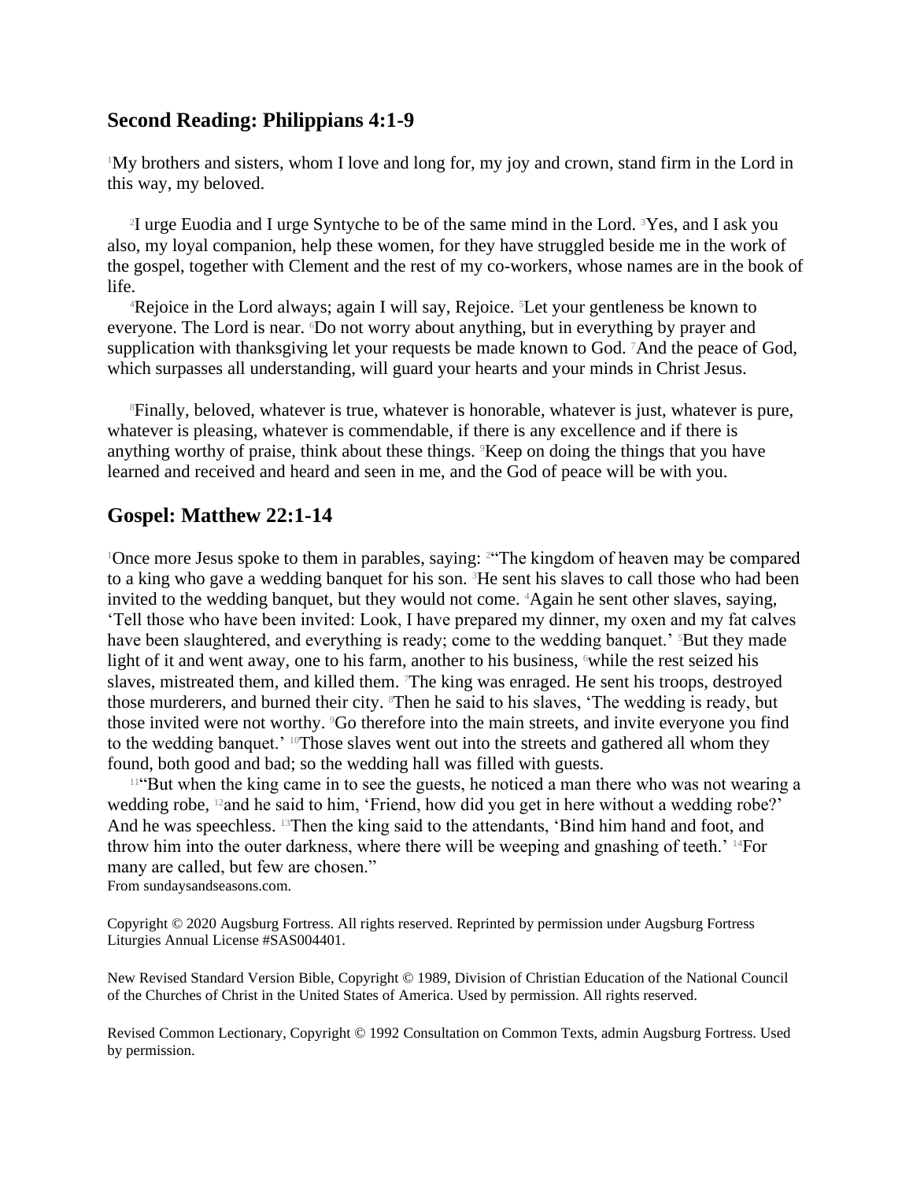## Second Reading: Philippians 4:1-9

[1]My brothers and sisters, whom I love and long for, my joy and crown, stand firm in the Lord in this way, my beloved.

[2]I urge Euodia and I urge Syntyche to be of the same mind in the Lord. [3]Yes, and I ask you also, my loyal companion, help these women, for they have struggled beside me in the work of the gospel, together with Clement and the rest of my co-workers, whose names are in the book of life.

[4]Rejoice in the Lord always; again I will say, Rejoice. [5]Let your gentleness be known to everyone. The Lord is near. [6]Do not worry about anything, but in everything by prayer and supplication with thanksgiving let your requests be made known to God. [7]And the peace of God, which surpasses all understanding, will guard your hearts and your minds in Christ Jesus.

[8]Finally, beloved, whatever is true, whatever is honorable, whatever is just, whatever is pure, whatever is pleasing, whatever is commendable, if there is any excellence and if there is anything worthy of praise, think about these things. [9]Keep on doing the things that you have learned and received and heard and seen in me, and the God of peace will be with you.

## Gospel: Matthew 22:1-14

[1]Once more Jesus spoke to them in parables, saying: [2]"The kingdom of heaven may be compared to a king who gave a wedding banquet for his son. [3]He sent his slaves to call those who had been invited to the wedding banquet, but they would not come. [4]Again he sent other slaves, saying, 'Tell those who have been invited: Look, I have prepared my dinner, my oxen and my fat calves have been slaughtered, and everything is ready; come to the wedding banquet.' [5]But they made light of it and went away, one to his farm, another to his business, [6]while the rest seized his slaves, mistreated them, and killed them. [7]The king was enraged. He sent his troops, destroyed those murderers, and burned their city. [8]Then he said to his slaves, 'The wedding is ready, but those invited were not worthy. [9]Go therefore into the main streets, and invite everyone you find to the wedding banquet.' [10]Those slaves went out into the streets and gathered all whom they found, both good and bad; so the wedding hall was filled with guests.

[11]"But when the king came in to see the guests, he noticed a man there who was not wearing a wedding robe, [12]and he said to him, 'Friend, how did you get in here without a wedding robe?' And he was speechless. [13]Then the king said to the attendants, 'Bind him hand and foot, and throw him into the outer darkness, where there will be weeping and gnashing of teeth.' [14]For many are called, but few are chosen."

From sundaysandseasons.com.

Copyright © 2020 Augsburg Fortress. All rights reserved. Reprinted by permission under Augsburg Fortress Liturgies Annual License #SAS004401.

New Revised Standard Version Bible, Copyright © 1989, Division of Christian Education of the National Council of the Churches of Christ in the United States of America. Used by permission. All rights reserved.

Revised Common Lectionary, Copyright © 1992 Consultation on Common Texts, admin Augsburg Fortress. Used by permission.